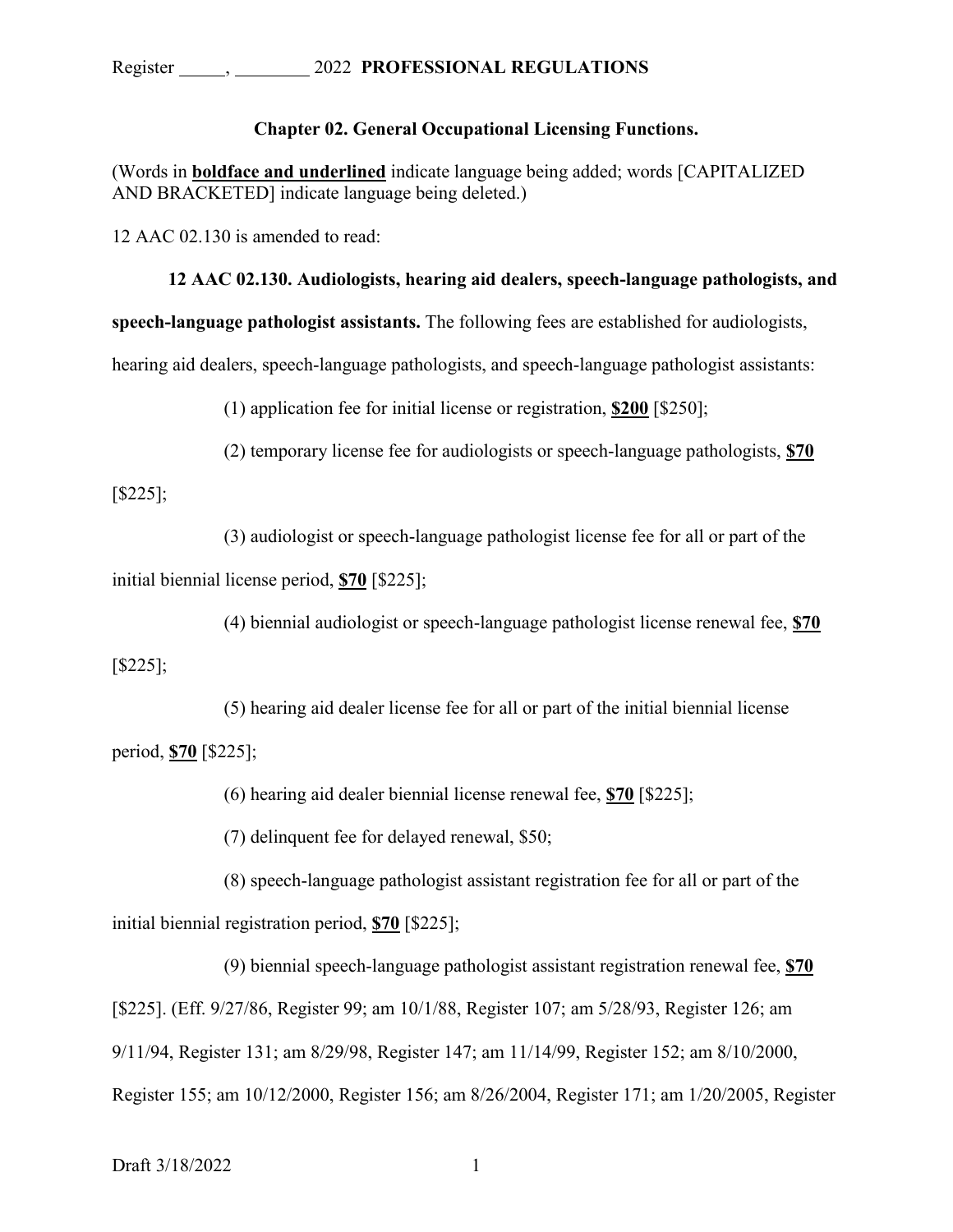Register _____, ________ 2022 **PROFESSIONAL REGULATIONS**

**Chapter 02. General Occupational Licensing Functions.**

(Words in **<u>boldface and underlined</u>** indicate language being added; words [CAPITALIZED AND BRACKETED] indicate language being deleted.)

12 AAC 02.130 is amended to read:

**12 AAC 02.130. Audiologists, hearing aid dealers, speech-language pathologists, and speech-language pathologist assistants.** The following fees are established for audiologists, hearing aid dealers, speech-language pathologists, and speech-language pathologist assistants:

(1) application fee for initial license or registration, **<u>$200</u>** [$250];

(2) temporary license fee for audiologists or speech-language pathologists, **<u>$70</u>** [$225];

(3) audiologist or speech-language pathologist license fee for all or part of the initial biennial license period, **<u>$70</u>** [$225];

(4) biennial audiologist or speech-language pathologist license renewal fee, **<u>$70</u>** [$225];

(5) hearing aid dealer license fee for all or part of the initial biennial license period, **<u>$70</u>** [$225];

(6) hearing aid dealer biennial license renewal fee, **<u>$70</u>** [$225];

(7) delinquent fee for delayed renewal, $50;

(8) speech-language pathologist assistant registration fee for all or part of the initial biennial registration period, **<u>$70</u>** [$225];

(9) biennial speech-language pathologist assistant registration renewal fee, **<u>$70</u>** [$225]. (Eff. 9/27/86, Register 99; am 10/1/88, Register 107; am 5/28/93, Register 126; am 9/11/94, Register 131; am 8/29/98, Register 147; am 11/14/99, Register 152; am 8/10/2000, Register 155; am 10/12/2000, Register 156; am 8/26/2004, Register 171; am 1/20/2005, Register

Draft 3/18/2022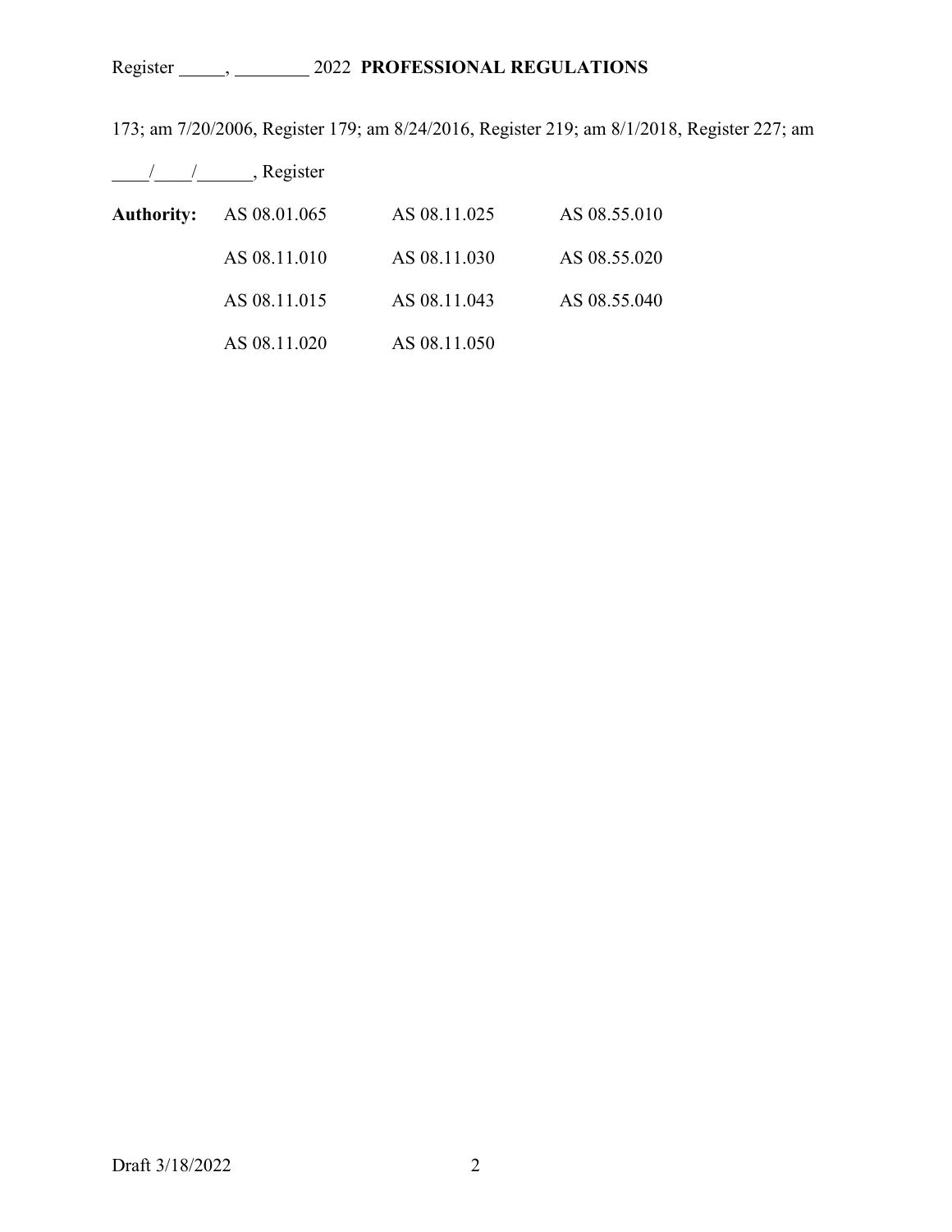173; am 7/20/2006, Register 179; am 8/24/2016, Register 219; am 8/1/2018, Register 227; am

____/____/______, Register

| | | | |
|---|---|---|---|
| **Authority:** | AS 08.01.065 | AS 08.11.025 | AS 08.55.010 |
| | AS 08.11.010 | AS 08.11.030 | AS 08.55.020 |
| | AS 08.11.015 | AS 08.11.043 | AS 08.55.040 |
| | AS 08.11.020 | AS 08.11.050 | |

Draft 3/18/2022